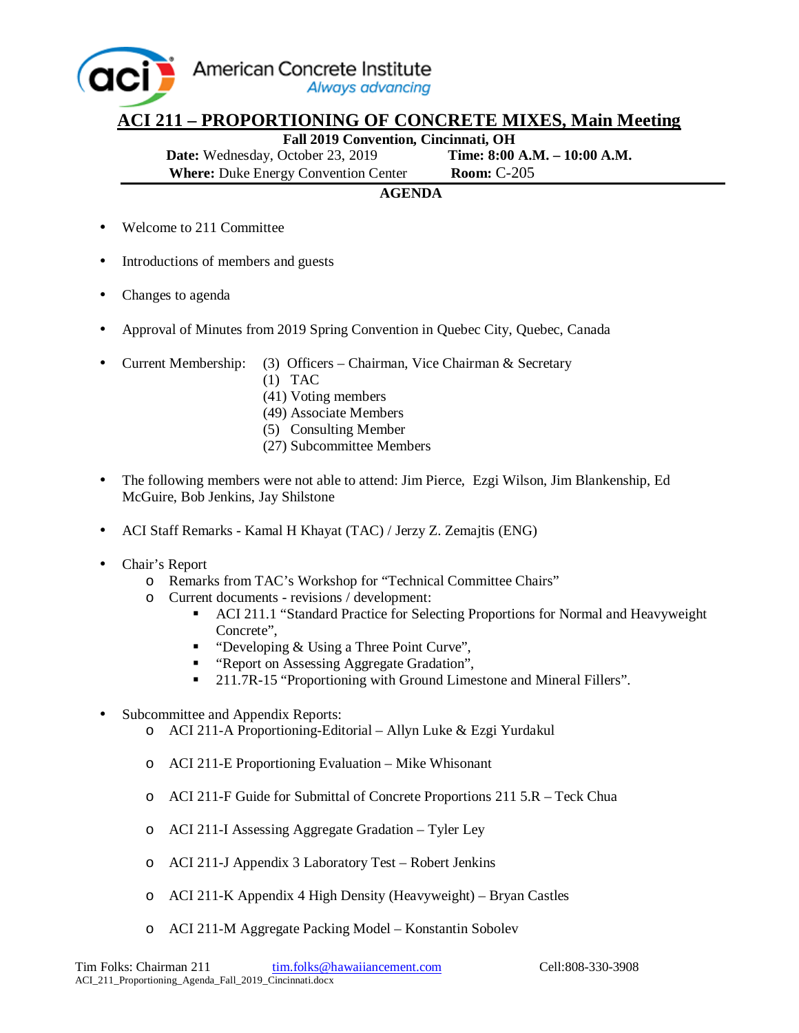American Concrete Institute
*Always advancing*

# ACI 211 – PROPORTIONING OF CONCRETE MIXES, Main Meeting

**Fall 2019 Convention, Cincinnati, OH**

**Date:** Wednesday, October 23, 2019 **Time: 8:00 A.M. – 10:00 A.M.**

**Where:** Duke Energy Convention Center **Room:** C-205

**AGENDA**

- Welcome to 211 Committee
- Introductions of members and guests
- Changes to agenda
- Approval of Minutes from 2019 Spring Convention in Quebec City, Quebec, Canada
- Current Membership: (3) Officers – Chairman, Vice Chairman & Secretary
  (1) TAC
  (41) Voting members
  (49) Associate Members
  (5) Consulting Member
  (27) Subcommittee Members
- The following members were not able to attend: Jim Pierce, Ezgi Wilson, Jim Blankenship, Ed McGuire, Bob Jenkins, Jay Shilstone
- ACI Staff Remarks - Kamal H Khayat (TAC) / Jerzy Z. Zemajtis (ENG)
- Chair's Report
  - Remarks from TAC's Workshop for "Technical Committee Chairs"
  - Current documents - revisions / development:
    - ACI 211.1 "Standard Practice for Selecting Proportions for Normal and Heavyweight Concrete",
    - "Developing & Using a Three Point Curve",
    - "Report on Assessing Aggregate Gradation",
    - 211.7R-15 "Proportioning with Ground Limestone and Mineral Fillers".
- Subcommittee and Appendix Reports:
  - ACI 211-A Proportioning-Editorial – Allyn Luke & Ezgi Yurdakul
  - ACI 211-E Proportioning Evaluation – Mike Whisonant
  - ACI 211-F Guide for Submittal of Concrete Proportions 211 5.R – Teck Chua
  - ACI 211-I Assessing Aggregate Gradation – Tyler Ley
  - ACI 211-J Appendix 3 Laboratory Test – Robert Jenkins
  - ACI 211-K Appendix 4 High Density (Heavyweight) – Bryan Castles
  - ACI 211-M Aggregate Packing Model – Konstantin Sobolev

Tim Folks: Chairman 211 tim.folks@hawaiiancement.com Cell:808-330-3908
ACI_211_Proportioning_Agenda_Fall_2019_Cincinnati.docx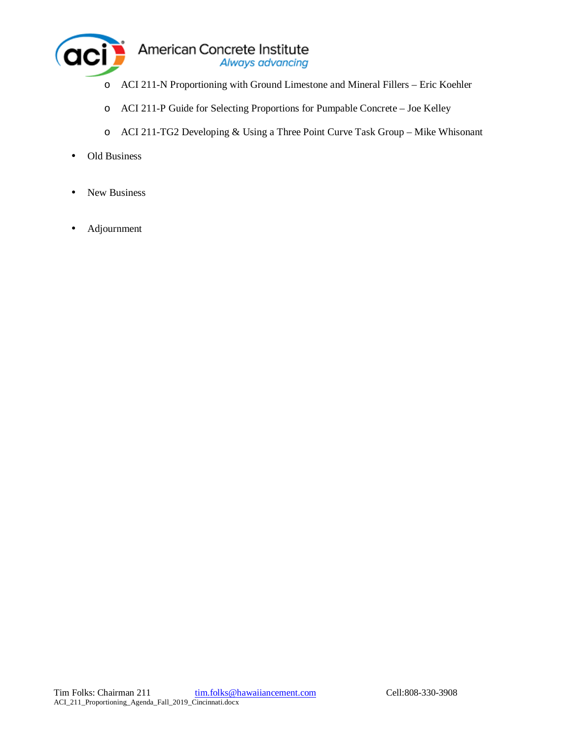- ACI 211-N Proportioning with Ground Limestone and Mineral Fillers – Eric Koehler
  - ACI 211-P Guide for Selecting Proportions for Pumpable Concrete – Joe Kelley
  - ACI 211-TG2 Developing & Using a Three Point Curve Task Group – Mike Whisonant

- Old Business

- New Business

- Adjournment